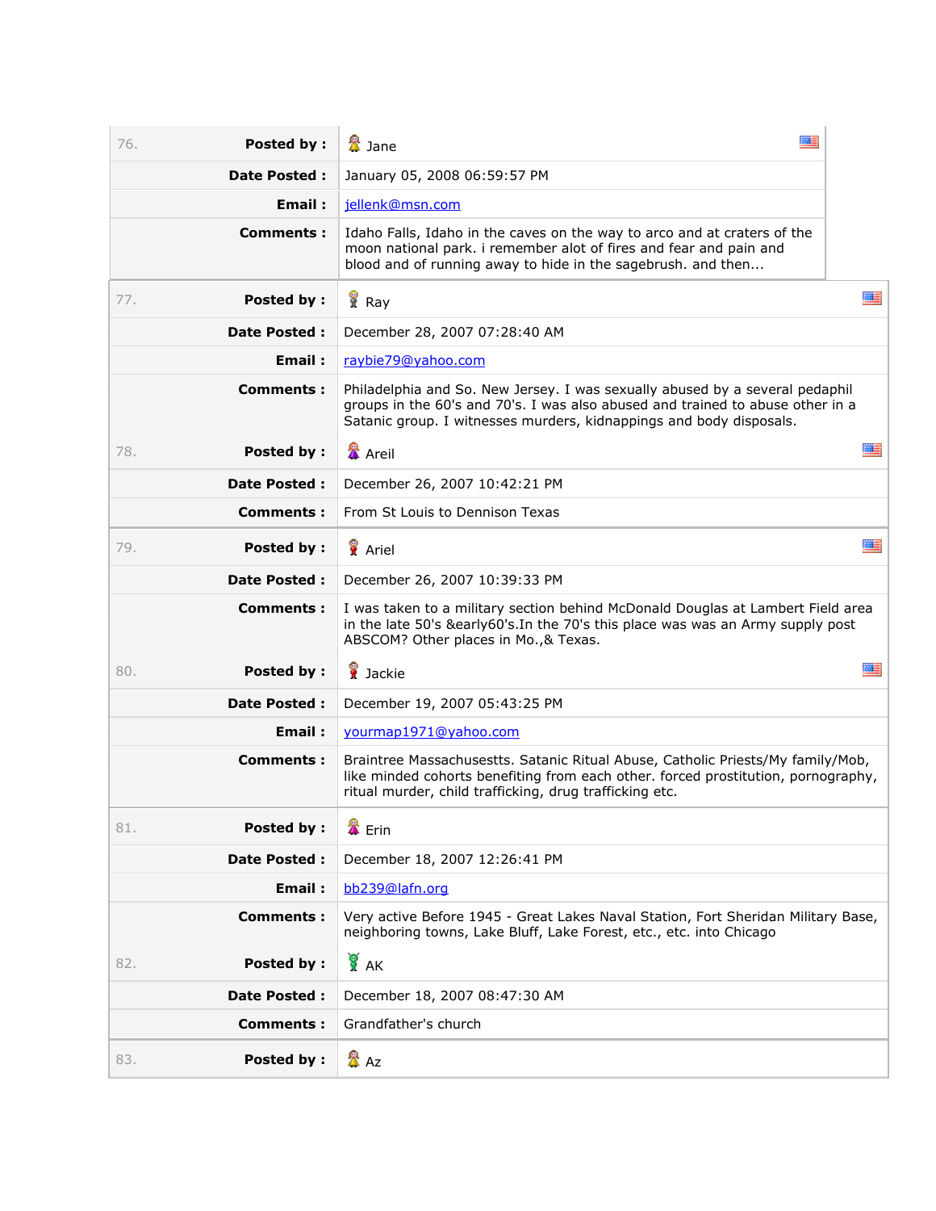| | | |
|---|---|---|
| 76. | **Posted by :** | Jane |
| | **Date Posted :** | January 05, 2008 06:59:57 PM |
| | **Email :** | jellenk@msn.com |
| | **Comments :** | Idaho Falls, Idaho in the caves on the way to arco and at craters of the moon national park. i remember alot of fires and fear and pain and blood and of running away to hide in the sagebrush. and then... |
| 77. | **Posted by :** | Ray |
| | **Date Posted :** | December 28, 2007 07:28:40 AM |
| | **Email :** | raybie79@yahoo.com |
| | **Comments :** | Philadelphia and So. New Jersey. I was sexually abused by a several pedaphil groups in the 60's and 70's. I was also abused and trained to abuse other in a Satanic group. I witnesses murders, kidnappings and body disposals. |
| 78. | **Posted by :** | Areil |
| | **Date Posted :** | December 26, 2007 10:42:21 PM |
| | **Comments :** | From St Louis to Dennison Texas |
| 79. | **Posted by :** | Ariel |
| | **Date Posted :** | December 26, 2007 10:39:33 PM |
| | **Comments :** | I was taken to a military section behind McDonald Douglas at Lambert Field area in the late 50's &early60's.In the 70's this place was was an Army supply post ABSCOM? Other places in Mo.,& Texas. |
| 80. | **Posted by :** | Jackie |
| | **Date Posted :** | December 19, 2007 05:43:25 PM |
| | **Email :** | yourmap1971@yahoo.com |
| | **Comments :** | Braintree Massachusestts. Satanic Ritual Abuse, Catholic Priests/My family/Mob, like minded cohorts benefiting from each other. forced prostitution, pornography, ritual murder, child trafficking, drug trafficking etc. |
| 81. | **Posted by :** | Erin |
| | **Date Posted :** | December 18, 2007 12:26:41 PM |
| | **Email :** | bb239@lafn.org |
| | **Comments :** | Very active Before 1945 - Great Lakes Naval Station, Fort Sheridan Military Base, neighboring towns, Lake Bluff, Lake Forest, etc., etc. into Chicago |
| 82. | **Posted by :** | AK |
| | **Date Posted :** | December 18, 2007 08:47:30 AM |
| | **Comments :** | Grandfather's church |
| 83. | **Posted by :** | Az |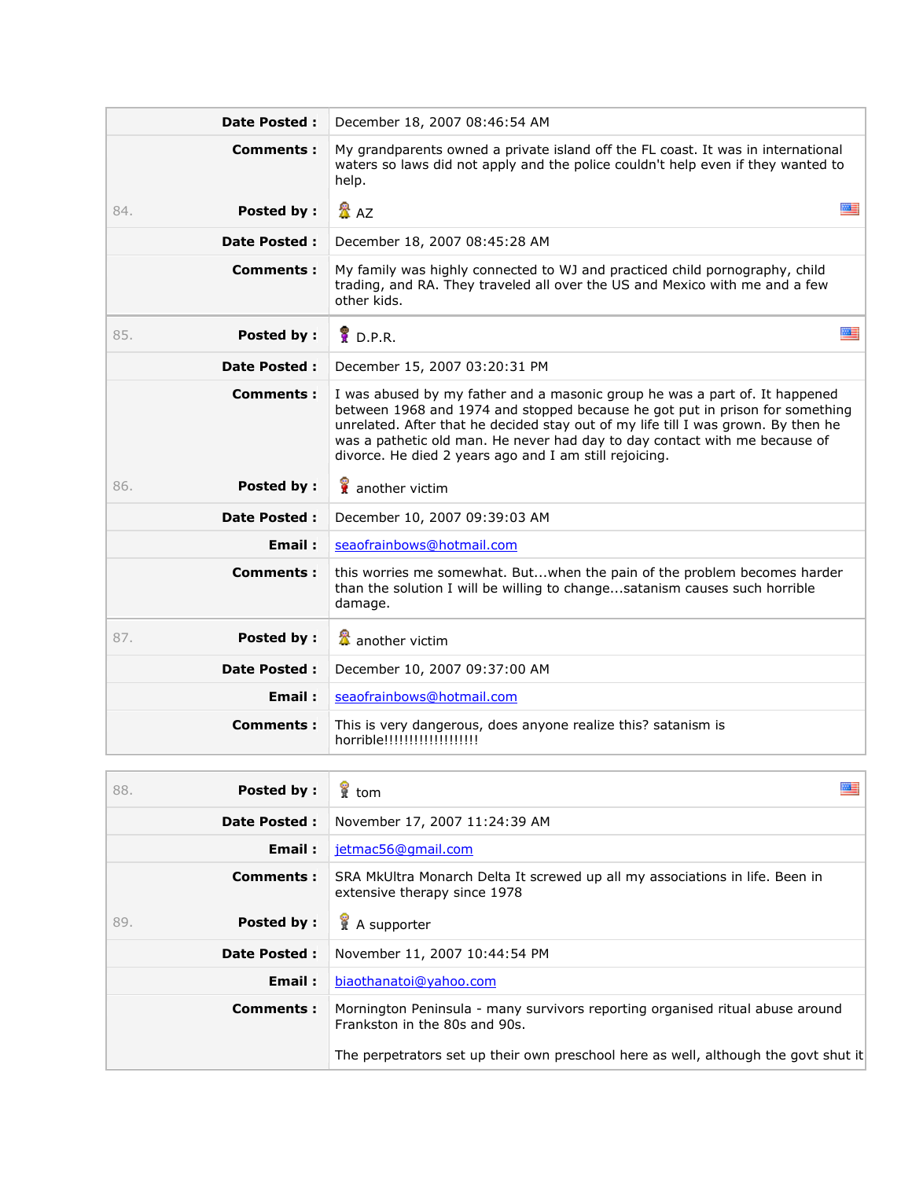| | | |
|---|---|---|
| | **Date Posted :** | December 18, 2007 08:46:54 AM |
| | **Comments :** | My grandparents owned a private island off the FL coast. It was in international waters so laws did not apply and the police couldn't help even if they wanted to help. |
| 84. | **Posted by :** | AZ |
| | **Date Posted :** | December 18, 2007 08:45:28 AM |
| | **Comments :** | My family was highly connected to WJ and practiced child pornography, child trading, and RA. They traveled all over the US and Mexico with me and a few other kids. |

| | | |
|---|---|---|
| 85. | **Posted by :** | D.P.R. |
| | **Date Posted :** | December 15, 2007 03:20:31 PM |
| | **Comments :** | I was abused by my father and a masonic group he was a part of. It happened between 1968 and 1974 and stopped because he got put in prison for something unrelated. After that he decided stay out of my life till I was grown. By then he was a pathetic old man. He never had day to day contact with me because of divorce. He died 2 years ago and I am still rejoicing. |
| 86. | **Posted by :** | another victim |
| | **Date Posted :** | December 10, 2007 09:39:03 AM |
| | **Email :** | seaofrainbows@hotmail.com |
| | **Comments :** | this worries me somewhat. But...when the pain of the problem becomes harder than the solution I will be willing to change...satanism causes such horrible damage. |

| | | |
|---|---|---|
| 87. | **Posted by :** | another victim |
| | **Date Posted :** | December 10, 2007 09:37:00 AM |
| | **Email :** | seaofrainbows@hotmail.com |
| | **Comments :** | This is very dangerous, does anyone realize this? satanism is horrible!!!!!!!!!!!!!!!!!! |

| | | |
|---|---|---|
| 88. | **Posted by :** | tom |
| | **Date Posted :** | November 17, 2007 11:24:39 AM |
| | **Email :** | jetmac56@gmail.com |
| | **Comments :** | SRA MkUltra Monarch Delta It screwed up all my associations in life. Been in extensive therapy since 1978 |
| 89. | **Posted by :** | A supporter |
| | **Date Posted :** | November 11, 2007 10:44:54 PM |
| | **Email :** | biaothanatoi@yahoo.com |
| | **Comments :** | Mornington Peninsula - many survivors reporting organised ritual abuse around Frankston in the 80s and 90s.<br><br>The perpetrators set up their own preschool here as well, although the govt shut it |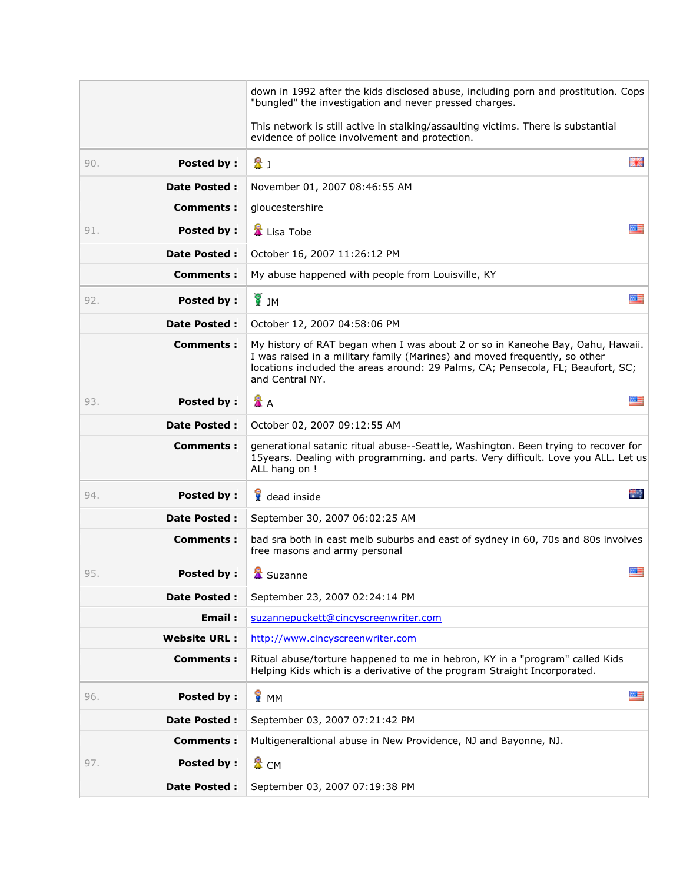down in 1992 after the kids disclosed abuse, including porn and prostitution. Cops "bungled" the investigation and never pressed charges.

This network is still active in stalking/assaulting victims. There is substantial evidence of police involvement and protection.

| | | |
|---|---|---|
| 90. | **Posted by :** | J |
| | **Date Posted :** | November 01, 2007 08:46:55 AM |
| | **Comments :** | gloucestershire |
| 91. | **Posted by :** | Lisa Tobe |
| | **Date Posted :** | October 16, 2007 11:26:12 PM |
| | **Comments :** | My abuse happened with people from Louisville, KY |
| 92. | **Posted by :** | JM |
| | **Date Posted :** | October 12, 2007 04:58:06 PM |
| | **Comments :** | My history of RAT began when I was about 2 or so in Kaneohe Bay, Oahu, Hawaii. I was raised in a military family (Marines) and moved frequently, so other locations included the areas around: 29 Palms, CA; Pensecola, FL; Beaufort, SC; and Central NY. |
| 93. | **Posted by :** | A |
| | **Date Posted :** | October 02, 2007 09:12:55 AM |
| | **Comments :** | generational satanic ritual abuse--Seattle, Washington. Been trying to recover for 15years. Dealing with programming. and parts. Very difficult. Love you ALL. Let us ALL hang on ! |
| 94. | **Posted by :** | dead inside |
| | **Date Posted :** | September 30, 2007 06:02:25 AM |
| | **Comments :** | bad sra both in east melb suburbs and east of sydney in 60, 70s and 80s involves free masons and army personal |
| 95. | **Posted by :** | Suzanne |
| | **Date Posted :** | September 23, 2007 02:24:14 PM |
| | **Email :** | suzannepuckett@cincyscreenwriter.com |
| | **Website URL :** | http://www.cincyscreenwriter.com |
| | **Comments :** | Ritual abuse/torture happened to me in hebron, KY in a "program" called Kids Helping Kids which is a derivative of the program Straight Incorporated. |
| 96. | **Posted by :** | MM |
| | **Date Posted :** | September 03, 2007 07:21:42 PM |
| | **Comments :** | Multigeneraltional abuse in New Providence, NJ and Bayonne, NJ. |
| 97. | **Posted by :** | CM |
| | **Date Posted :** | September 03, 2007 07:19:38 PM |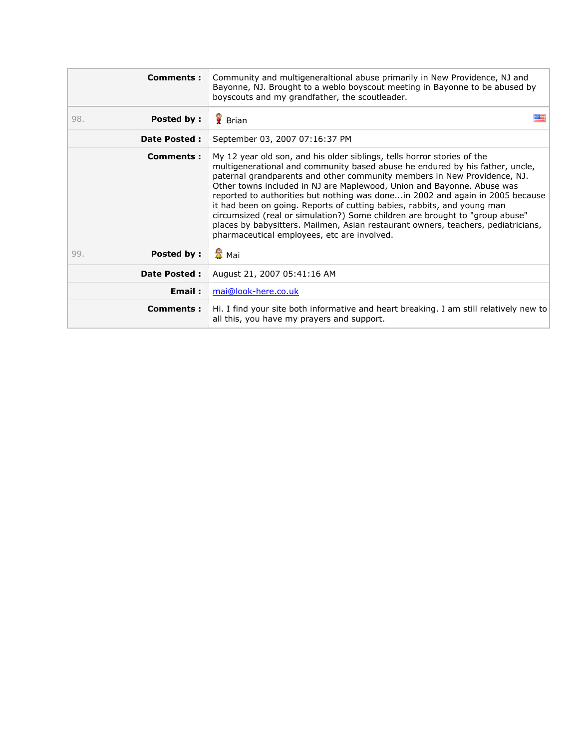| | | |
|---|---|---|
| | **Comments :** | Community and multigeneraltional abuse primarily in New Providence, NJ and Bayonne, NJ. Brought to a weblo boyscout meeting in Bayonne to be abused by boyscouts and my grandfather, the scoutleader. |
| 98. | **Posted by :** | Brian |
| | **Date Posted :** | September 03, 2007 07:16:37 PM |
| | **Comments :** | My 12 year old son, and his older siblings, tells horror stories of the multigenerational and community based abuse he endured by his father, uncle, paternal grandparents and other community members in New Providence, NJ. Other towns included in NJ are Maplewood, Union and Bayonne. Abuse was reported to authorities but nothing was done...in 2002 and again in 2005 because it had been on going. Reports of cutting babies, rabbits, and young man circumsized (real or simulation?) Some children are brought to "group abuse" places by babysitters. Mailmen, Asian restaurant owners, teachers, pediatricians, pharmaceutical employees, etc are involved. |
| 99. | **Posted by :** | Mai |
| | **Date Posted :** | August 21, 2007 05:41:16 AM |
| | **Email :** | mai@look-here.co.uk |
| | **Comments :** | Hi. I find your site both informative and heart breaking. I am still relatively new to all this, you have my prayers and support. |